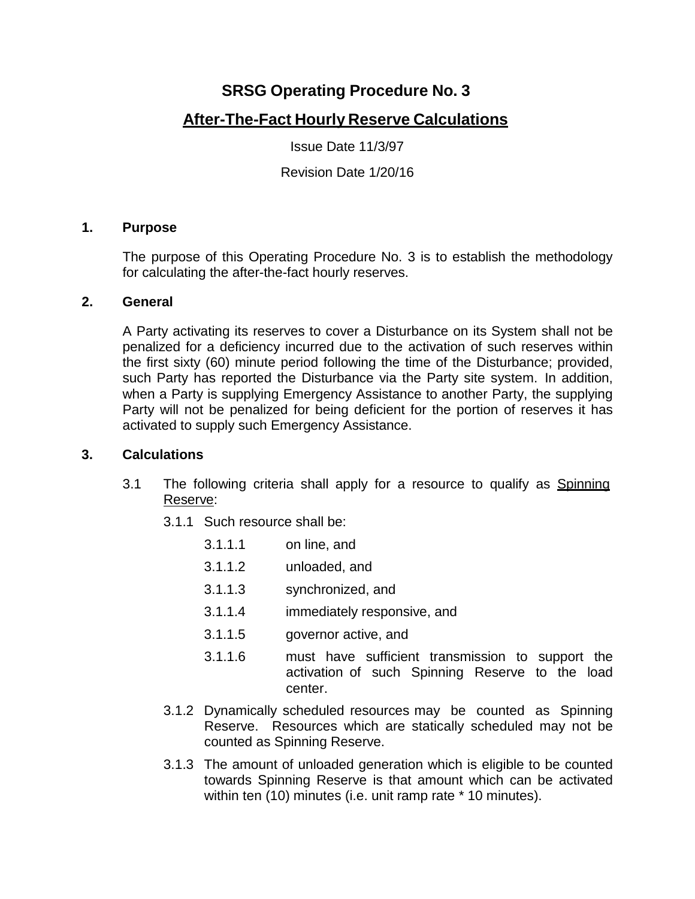# SRSG Operating Procedure No. 3

## After-The-Fact Hourly Reserve Calculations

Issue Date 11/3/97

Revision Date 1/20/16

## 1. Purpose

The purpose of this Operating Procedure No. 3 is to establish the methodology for calculating the after-the-fact hourly reserves.

## 2. General

A Party activating its reserves to cover a Disturbance on its System shall not be penalized for a deficiency incurred due to the activation of such reserves within the first sixty (60) minute period following the time of the Disturbance; provided, such Party has reported the Disturbance via the Party site system. In addition, when a Party is supplying Emergency Assistance to another Party, the supplying Party will not be penalized for being deficient for the portion of reserves it has activated to supply such Emergency Assistance.

## 3. Calculations

3.1 The following criteria shall apply for a resource to qualify as <u>Spinning Reserve</u>:

3.1.1 Such resource shall be:

3.1.1.1 on line, and

3.1.1.2 unloaded, and

3.1.1.3 synchronized, and

3.1.1.4 immediately responsive, and

3.1.1.5 governor active, and

3.1.1.6 must have sufficient transmission to support the activation of such Spinning Reserve to the load center.

3.1.2 Dynamically scheduled resources may be counted as Spinning Reserve. Resources which are statically scheduled may not be counted as Spinning Reserve.

3.1.3 The amount of unloaded generation which is eligible to be counted towards Spinning Reserve is that amount which can be activated within ten (10) minutes (i.e. unit ramp rate * 10 minutes).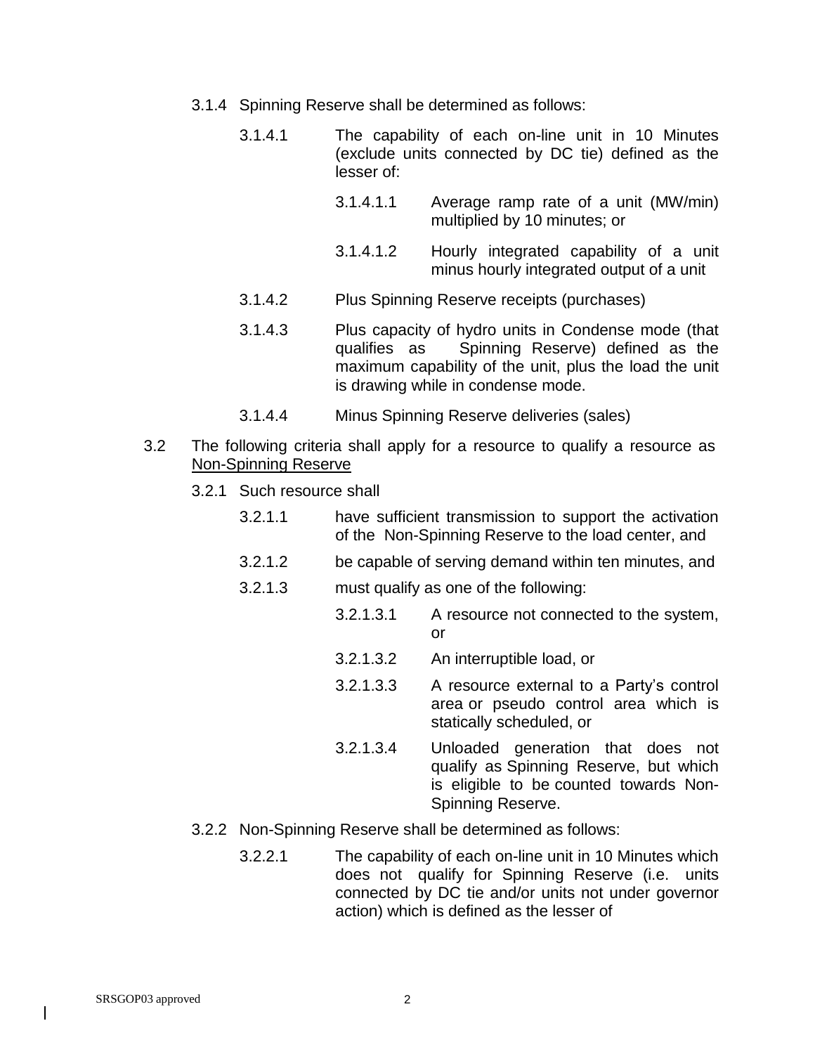3.1.4 Spinning Reserve shall be determined as follows:

3.1.4.1 The capability of each on-line unit in 10 Minutes (exclude units connected by DC tie) defined as the lesser of:

3.1.4.1.1 Average ramp rate of a unit (MW/min) multiplied by 10 minutes; or

3.1.4.1.2 Hourly integrated capability of a unit minus hourly integrated output of a unit

3.1.4.2 Plus Spinning Reserve receipts (purchases)

3.1.4.3 Plus capacity of hydro units in Condense mode (that qualifies as Spinning Reserve) defined as the maximum capability of the unit, plus the load the unit is drawing while in condense mode.

3.1.4.4 Minus Spinning Reserve deliveries (sales)

3.2 The following criteria shall apply for a resource to qualify a resource as <u>Non-Spinning Reserve</u>

3.2.1 Such resource shall

3.2.1.1 have sufficient transmission to support the activation of the Non-Spinning Reserve to the load center, and

3.2.1.2 be capable of serving demand within ten minutes, and

3.2.1.3 must qualify as one of the following:

3.2.1.3.1 A resource not connected to the system, or

3.2.1.3.2 An interruptible load, or

3.2.1.3.3 A resource external to a Party's control area or pseudo control area which is statically scheduled, or

3.2.1.3.4 Unloaded generation that does not qualify as Spinning Reserve, but which is eligible to be counted towards Non-Spinning Reserve.

3.2.2 Non-Spinning Reserve shall be determined as follows:

3.2.2.1 The capability of each on-line unit in 10 Minutes which does not qualify for Spinning Reserve (i.e. units connected by DC tie and/or units not under governor action) which is defined as the lesser of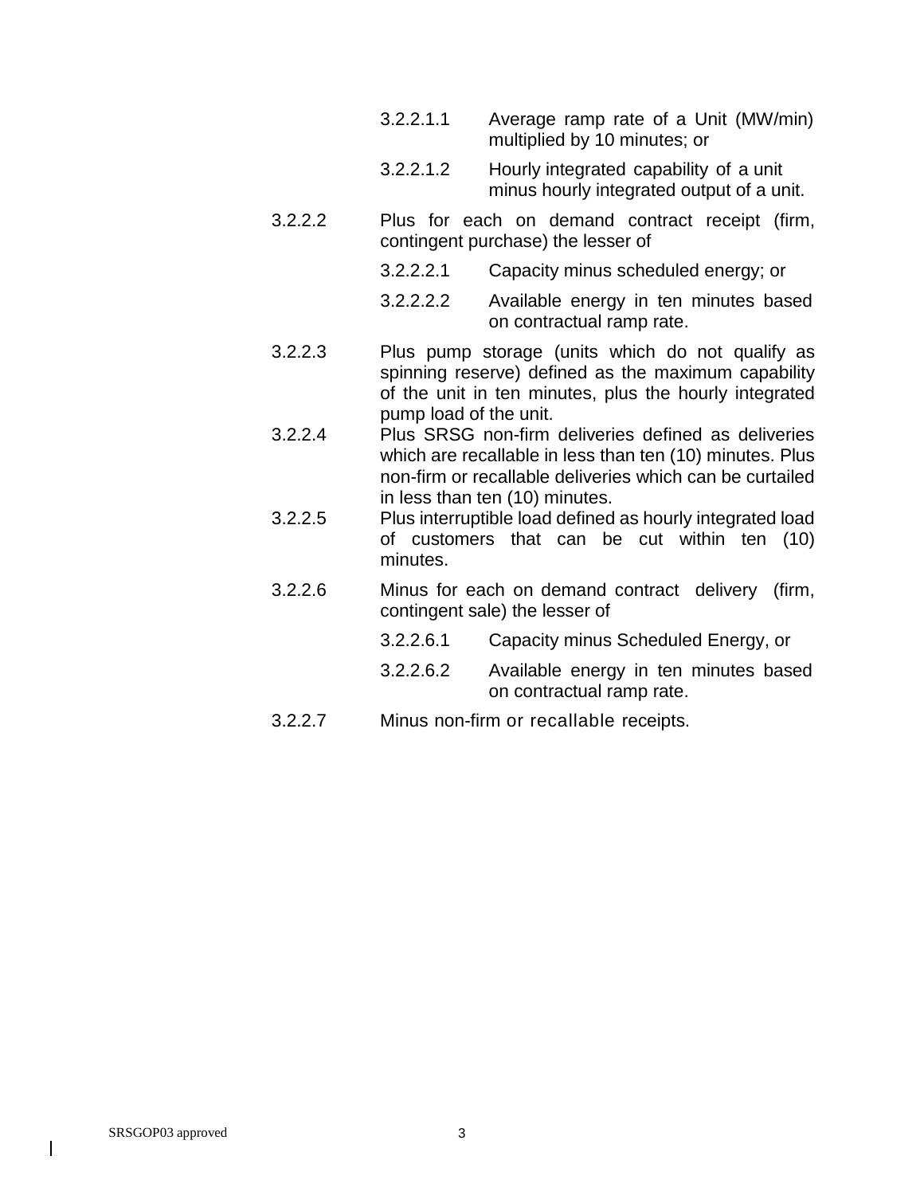3.2.2.1.1 Average ramp rate of a Unit (MW/min) multiplied by 10 minutes; or

3.2.2.1.2 Hourly integrated capability of a unit minus hourly integrated output of a unit.

3.2.2.2 Plus for each on demand contract receipt (firm, contingent purchase) the lesser of

3.2.2.2.1 Capacity minus scheduled energy; or

3.2.2.2.2 Available energy in ten minutes based on contractual ramp rate.

3.2.2.3 Plus pump storage (units which do not qualify as spinning reserve) defined as the maximum capability of the unit in ten minutes, plus the hourly integrated pump load of the unit.

3.2.2.4 Plus SRSG non-firm deliveries defined as deliveries which are recallable in less than ten (10) minutes. Plus non-firm or recallable deliveries which can be curtailed in less than ten (10) minutes.

3.2.2.5 Plus interruptible load defined as hourly integrated load of customers that can be cut within ten (10) minutes.

3.2.2.6 Minus for each on demand contract delivery (firm, contingent sale) the lesser of

3.2.2.6.1 Capacity minus Scheduled Energy, or

3.2.2.6.2 Available energy in ten minutes based on contractual ramp rate.

3.2.2.7 Minus non-firm or recallable receipts.